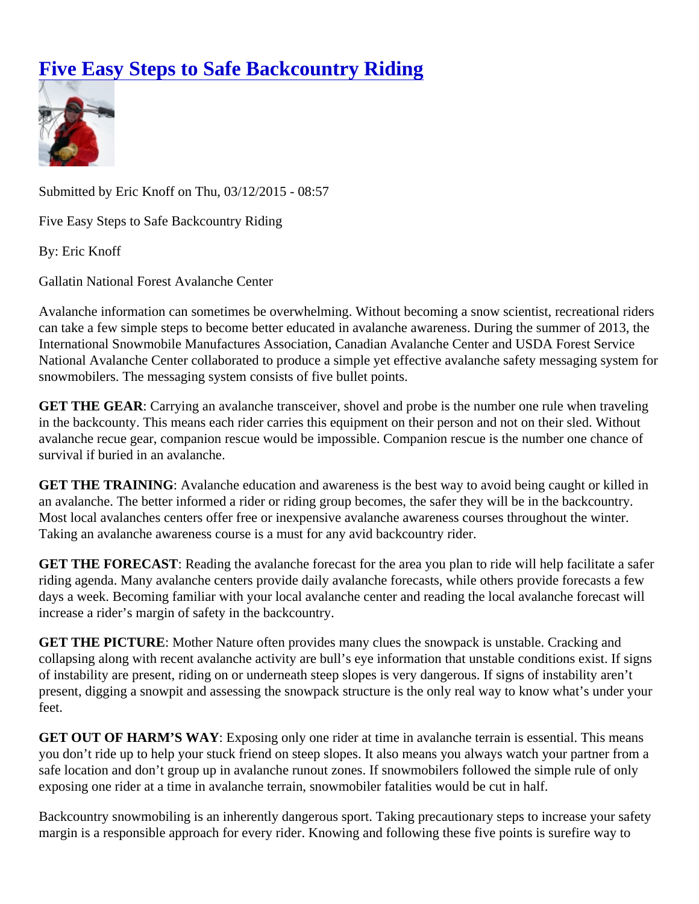# Five Easy Steps to Safe Backcountry Riding

Submitted by Eric Knoff on Thu, 03/12/2015 - 08:57

Five Easy Steps to Safe Backcountry Riding

By: Eric Knoff

Gallatin National Forest Avalanche Center

Avalanche information can sometimes be overwhelming. Without becoming a snow scientist, recreational riders can take a few simple steps to become better educated in avalanche awareness. During the summer of 2013, the International Snowmobile Manufactures Association, Canadian Avalanche Center and USDA Forest Service National Avalanche Center collaborated to produce a simple yet effective avalanche safety messaging system for snowmobilers. The messaging system consists of five bullet points.

**GET THE GEAR**: Carrying an avalanche transceiver, shovel and probe is the number one rule when traveling in the backcounty. This means each rider carries this equipment on their person and not on their sled. Without avalanche recue gear, companion rescue would be impossible. Companion rescue is the number one chance of survival if buried in an avalanche.

**GET THE TRAINING**: Avalanche education and awareness is the best way to avoid being caught or killed in an avalanche. The better informed a rider or riding group becomes, the safer they will be in the backcountry. Most local avalanches centers offer free or inexpensive avalanche awareness courses throughout the winter. Taking an avalanche awareness course is a must for any avid backcountry rider.

**GET THE FORECAST**: Reading the avalanche forecast for the area you plan to ride will help facilitate a safer riding agenda. Many avalanche centers provide daily avalanche forecasts, while others provide forecasts a few days a week. Becoming familiar with your local avalanche center and reading the local avalanche forecast will increase a rider's margin of safety in the backcountry.

**GET THE PICTURE**: Mother Nature often provides many clues the snowpack is unstable. Cracking and collapsing along with recent avalanche activity are bull's eye information that unstable conditions exist. If signs of instability are present, riding on or underneath steep slopes is very dangerous. If signs of instability aren't present, digging a snowpit and assessing the snowpack structure is the only real way to know what's under your feet.

**GET OUT OF HARM'S WAY**: Exposing only one rider at time in avalanche terrain is essential. This means you don't ride up to help your stuck friend on steep slopes. It also means you always watch your partner from a safe location and don't group up in avalanche runout zones. If snowmobilers followed the simple rule of only exposing one rider at a time in avalanche terrain, snowmobiler fatalities would be cut in half.

Backcountry snowmobiling is an inherently dangerous sport. Taking precautionary steps to increase your safety margin is a responsible approach for every rider. Knowing and following these five points is surefire way to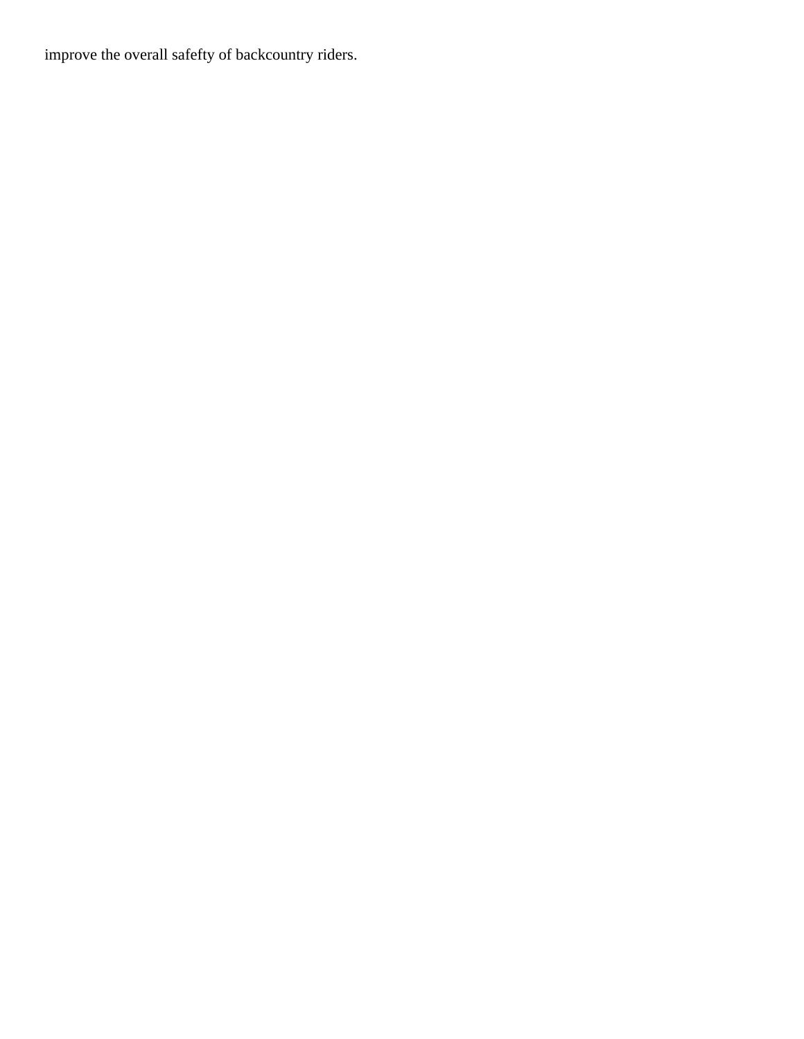improve the overall safefty of backcountry riders.